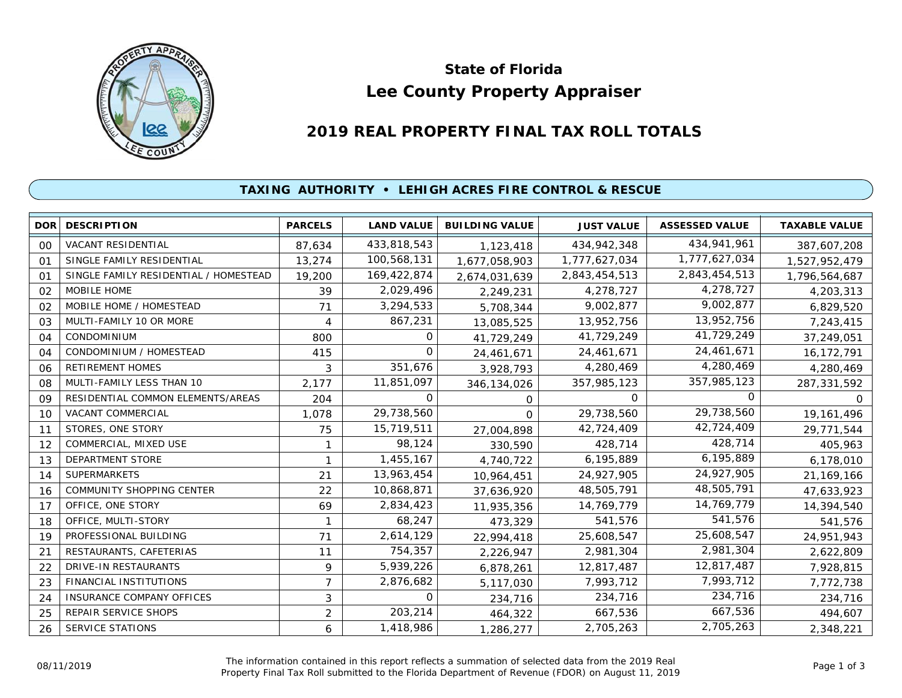# State of Florida
# Lee County Property Appraiser

## 2019 REAL PROPERTY FINAL TAX ROLL TOTALS

### TAXING AUTHORITY • LEHIGH ACRES FIRE CONTROL & RESCUE

| DOR | DESCRIPTION | PARCELS | LAND VALUE | BUILDING VALUE | JUST VALUE | ASSESSED VALUE | TAXABLE VALUE |
|---|---|---|---|---|---|---|---|
| 00 | VACANT RESIDENTIAL | 87,634 | 433,818,543 | 1,123,418 | 434,942,348 | 434,941,961 | 387,607,208 |
| 01 | SINGLE FAMILY RESIDENTIAL | 13,274 | 100,568,131 | 1,677,058,903 | 1,777,627,034 | 1,777,627,034 | 1,527,952,479 |
| 01 | SINGLE FAMILY RESIDENTIAL / HOMESTEAD | 19,200 | 169,422,874 | 2,674,031,639 | 2,843,454,513 | 2,843,454,513 | 1,796,564,687 |
| 02 | MOBILE HOME | 39 | 2,029,496 | 2,249,231 | 4,278,727 | 4,278,727 | 4,203,313 |
| 02 | MOBILE HOME / HOMESTEAD | 71 | 3,294,533 | 5,708,344 | 9,002,877 | 9,002,877 | 6,829,520 |
| 03 | MULTI-FAMILY 10 OR MORE | 4 | 867,231 | 13,085,525 | 13,952,756 | 13,952,756 | 7,243,415 |
| 04 | CONDOMINIUM | 800 | 0 | 41,729,249 | 41,729,249 | 41,729,249 | 37,249,051 |
| 04 | CONDOMINIUM / HOMESTEAD | 415 | 0 | 24,461,671 | 24,461,671 | 24,461,671 | 16,172,791 |
| 06 | RETIREMENT HOMES | 3 | 351,676 | 3,928,793 | 4,280,469 | 4,280,469 | 4,280,469 |
| 08 | MULTI-FAMILY LESS THAN 10 | 2,177 | 11,851,097 | 346,134,026 | 357,985,123 | 357,985,123 | 287,331,592 |
| 09 | RESIDENTIAL COMMON ELEMENTS/AREAS | 204 | 0 | 0 | 0 | 0 | 0 |
| 10 | VACANT COMMERCIAL | 1,078 | 29,738,560 | 0 | 29,738,560 | 29,738,560 | 19,161,496 |
| 11 | STORES, ONE STORY | 75 | 15,719,511 | 27,004,898 | 42,724,409 | 42,724,409 | 29,771,544 |
| 12 | COMMERCIAL, MIXED USE | 1 | 98,124 | 330,590 | 428,714 | 428,714 | 405,963 |
| 13 | DEPARTMENT STORE | 1 | 1,455,167 | 4,740,722 | 6,195,889 | 6,195,889 | 6,178,010 |
| 14 | SUPERMARKETS | 21 | 13,963,454 | 10,964,451 | 24,927,905 | 24,927,905 | 21,169,166 |
| 16 | COMMUNITY SHOPPING CENTER | 22 | 10,868,871 | 37,636,920 | 48,505,791 | 48,505,791 | 47,633,923 |
| 17 | OFFICE, ONE STORY | 69 | 2,834,423 | 11,935,356 | 14,769,779 | 14,769,779 | 14,394,540 |
| 18 | OFFICE, MULTI-STORY | 1 | 68,247 | 473,329 | 541,576 | 541,576 | 541,576 |
| 19 | PROFESSIONAL BUILDING | 71 | 2,614,129 | 22,994,418 | 25,608,547 | 25,608,547 | 24,951,943 |
| 21 | RESTAURANTS, CAFETERIAS | 11 | 754,357 | 2,226,947 | 2,981,304 | 2,981,304 | 2,622,809 |
| 22 | DRIVE-IN RESTAURANTS | 9 | 5,939,226 | 6,878,261 | 12,817,487 | 12,817,487 | 7,928,815 |
| 23 | FINANCIAL INSTITUTIONS | 7 | 2,876,682 | 5,117,030 | 7,993,712 | 7,993,712 | 7,772,738 |
| 24 | INSURANCE COMPANY OFFICES | 3 | 0 | 234,716 | 234,716 | 234,716 | 234,716 |
| 25 | REPAIR SERVICE SHOPS | 2 | 203,214 | 464,322 | 667,536 | 667,536 | 494,607 |
| 26 | SERVICE STATIONS | 6 | 1,418,986 | 1,286,277 | 2,705,263 | 2,705,263 | 2,348,221 |

08/11/2019

The information contained in this report reflects a summation of selected data from the 2019 Real Property Final Tax Roll submitted to the Florida Department of Revenue (FDOR) on August 11, 2019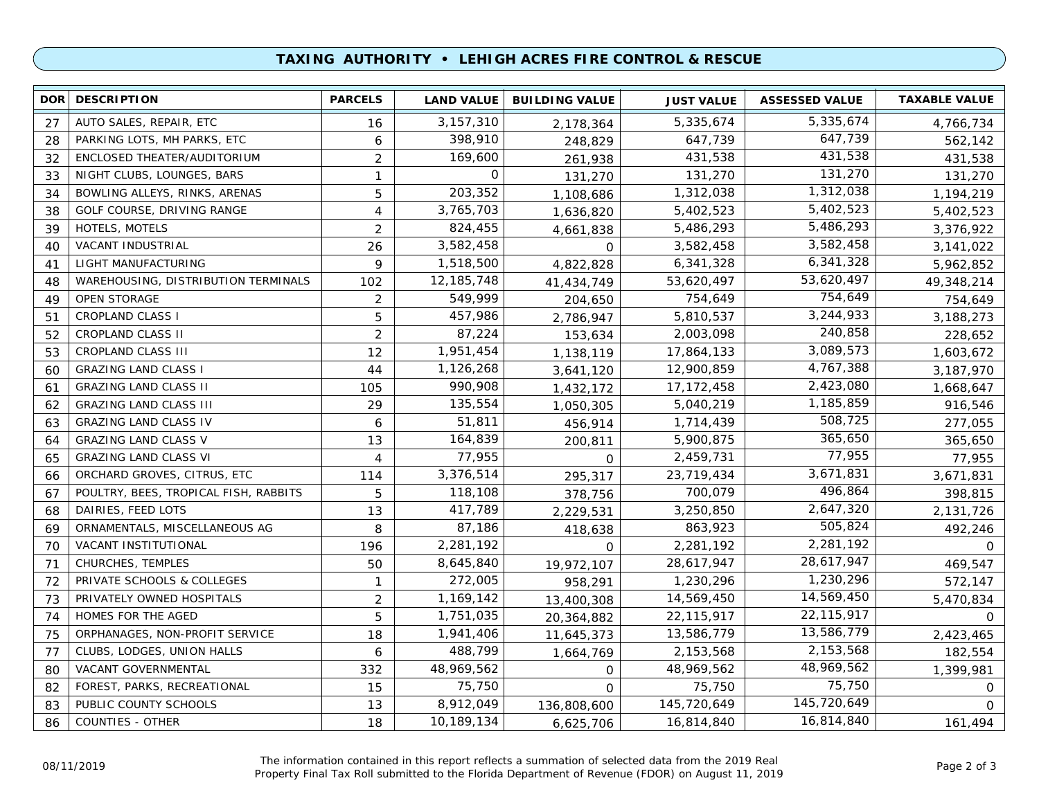## TAXING AUTHORITY • LEHIGH ACRES FIRE CONTROL & RESCUE

| DOR | DESCRIPTION | PARCELS | LAND VALUE | BUILDING VALUE | JUST VALUE | ASSESSED VALUE | TAXABLE VALUE |
|---|---|---|---|---|---|---|---|
| 27 | AUTO SALES, REPAIR, ETC | 16 | 3,157,310 | 2,178,364 | 5,335,674 | 5,335,674 | 4,766,734 |
| 28 | PARKING LOTS, MH PARKS, ETC | 6 | 398,910 | 248,829 | 647,739 | 647,739 | 562,142 |
| 32 | ENCLOSED THEATER/AUDITORIUM | 2 | 169,600 | 261,938 | 431,538 | 431,538 | 431,538 |
| 33 | NIGHT CLUBS, LOUNGES, BARS | 1 | 0 | 131,270 | 131,270 | 131,270 | 131,270 |
| 34 | BOWLING ALLEYS, RINKS, ARENAS | 5 | 203,352 | 1,108,686 | 1,312,038 | 1,312,038 | 1,194,219 |
| 38 | GOLF COURSE, DRIVING RANGE | 4 | 3,765,703 | 1,636,820 | 5,402,523 | 5,402,523 | 5,402,523 |
| 39 | HOTELS, MOTELS | 2 | 824,455 | 4,661,838 | 5,486,293 | 5,486,293 | 3,376,922 |
| 40 | VACANT INDUSTRIAL | 26 | 3,582,458 | 0 | 3,582,458 | 3,582,458 | 3,141,022 |
| 41 | LIGHT MANUFACTURING | 9 | 1,518,500 | 4,822,828 | 6,341,328 | 6,341,328 | 5,962,852 |
| 48 | WAREHOUSING, DISTRIBUTION TERMINALS | 102 | 12,185,748 | 41,434,749 | 53,620,497 | 53,620,497 | 49,348,214 |
| 49 | OPEN STORAGE | 2 | 549,999 | 204,650 | 754,649 | 754,649 | 754,649 |
| 51 | CROPLAND CLASS I | 5 | 457,986 | 2,786,947 | 5,810,537 | 3,244,933 | 3,188,273 |
| 52 | CROPLAND CLASS II | 2 | 87,224 | 153,634 | 2,003,098 | 240,858 | 228,652 |
| 53 | CROPLAND CLASS III | 12 | 1,951,454 | 1,138,119 | 17,864,133 | 3,089,573 | 1,603,672 |
| 60 | GRAZING LAND CLASS I | 44 | 1,126,268 | 3,641,120 | 12,900,859 | 4,767,388 | 3,187,970 |
| 61 | GRAZING LAND CLASS II | 105 | 990,908 | 1,432,172 | 17,172,458 | 2,423,080 | 1,668,647 |
| 62 | GRAZING LAND CLASS III | 29 | 135,554 | 1,050,305 | 5,040,219 | 1,185,859 | 916,546 |
| 63 | GRAZING LAND CLASS IV | 6 | 51,811 | 456,914 | 1,714,439 | 508,725 | 277,055 |
| 64 | GRAZING LAND CLASS V | 13 | 164,839 | 200,811 | 5,900,875 | 365,650 | 365,650 |
| 65 | GRAZING LAND CLASS VI | 4 | 77,955 | 0 | 2,459,731 | 77,955 | 77,955 |
| 66 | ORCHARD GROVES, CITRUS, ETC | 114 | 3,376,514 | 295,317 | 23,719,434 | 3,671,831 | 3,671,831 |
| 67 | POULTRY, BEES, TROPICAL FISH, RABBITS | 5 | 118,108 | 378,756 | 700,079 | 496,864 | 398,815 |
| 68 | DAIRIES, FEED LOTS | 13 | 417,789 | 2,229,531 | 3,250,850 | 2,647,320 | 2,131,726 |
| 69 | ORNAMENTALS, MISCELLANEOUS AG | 8 | 87,186 | 418,638 | 863,923 | 505,824 | 492,246 |
| 70 | VACANT INSTITUTIONAL | 196 | 2,281,192 | 0 | 2,281,192 | 2,281,192 | 0 |
| 71 | CHURCHES, TEMPLES | 50 | 8,645,840 | 19,972,107 | 28,617,947 | 28,617,947 | 469,547 |
| 72 | PRIVATE SCHOOLS & COLLEGES | 1 | 272,005 | 958,291 | 1,230,296 | 1,230,296 | 572,147 |
| 73 | PRIVATELY OWNED HOSPITALS | 2 | 1,169,142 | 13,400,308 | 14,569,450 | 14,569,450 | 5,470,834 |
| 74 | HOMES FOR THE AGED | 5 | 1,751,035 | 20,364,882 | 22,115,917 | 22,115,917 | 0 |
| 75 | ORPHANAGES, NON-PROFIT SERVICE | 18 | 1,941,406 | 11,645,373 | 13,586,779 | 13,586,779 | 2,423,465 |
| 77 | CLUBS, LODGES, UNION HALLS | 6 | 488,799 | 1,664,769 | 2,153,568 | 2,153,568 | 182,554 |
| 80 | VACANT GOVERNMENTAL | 332 | 48,969,562 | 0 | 48,969,562 | 48,969,562 | 1,399,981 |
| 82 | FOREST, PARKS, RECREATIONAL | 15 | 75,750 | 0 | 75,750 | 75,750 | 0 |
| 83 | PUBLIC COUNTY SCHOOLS | 13 | 8,912,049 | 136,808,600 | 145,720,649 | 145,720,649 | 0 |
| 86 | COUNTIES - OTHER | 18 | 10,189,134 | 6,625,706 | 16,814,840 | 16,814,840 | 161,494 |

08/11/2019

The information contained in this report reflects a summation of selected data from the 2019 Real Property Final Tax Roll submitted to the Florida Department of Revenue (FDOR) on August 11, 2019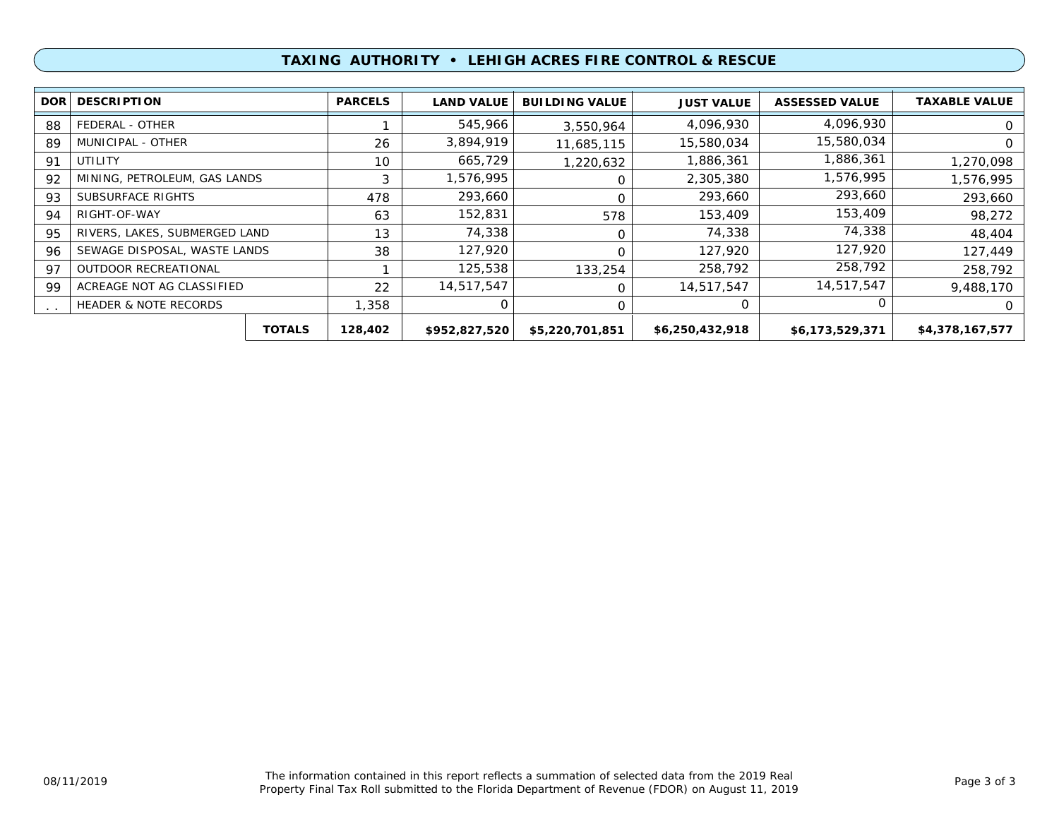## TAXING AUTHORITY • LEHIGH ACRES FIRE CONTROL & RESCUE

| DOR | DESCRIPTION | PARCELS | LAND VALUE | BUILDING VALUE | JUST VALUE | ASSESSED VALUE | TAXABLE VALUE |
|---|---|---|---|---|---|---|---|
| 88 | FEDERAL - OTHER | 1 | 545,966 | 3,550,964 | 4,096,930 | 4,096,930 | 0 |
| 89 | MUNICIPAL - OTHER | 26 | 3,894,919 | 11,685,115 | 15,580,034 | 15,580,034 | 0 |
| 91 | UTILITY | 10 | 665,729 | 1,220,632 | 1,886,361 | 1,886,361 | 1,270,098 |
| 92 | MINING, PETROLEUM, GAS LANDS | 3 | 1,576,995 | 0 | 2,305,380 | 1,576,995 | 1,576,995 |
| 93 | SUBSURFACE RIGHTS | 478 | 293,660 | 0 | 293,660 | 293,660 | 293,660 |
| 94 | RIGHT-OF-WAY | 63 | 152,831 | 578 | 153,409 | 153,409 | 98,272 |
| 95 | RIVERS, LAKES, SUBMERGED LAND | 13 | 74,338 | 0 | 74,338 | 74,338 | 48,404 |
| 96 | SEWAGE DISPOSAL, WASTE LANDS | 38 | 127,920 | 0 | 127,920 | 127,920 | 127,449 |
| 97 | OUTDOOR RECREATIONAL | 1 | 125,538 | 133,254 | 258,792 | 258,792 | 258,792 |
| 99 | ACREAGE NOT AG CLASSIFIED | 22 | 14,517,547 | 0 | 14,517,547 | 14,517,547 | 9,488,170 |
| . . | HEADER & NOTE RECORDS | 1,358 | 0 | 0 | 0 | 0 | 0 |
| | **TOTALS** | **128,402** | **$952,827,520** | **$5,220,701,851** | **$6,250,432,918** | **$6,173,529,371** | **$4,378,167,577** |

08/11/2019

The information contained in this report reflects a summation of selected data from the 2019 Real Property Final Tax Roll submitted to the Florida Department of Revenue (FDOR) on August 11, 2019